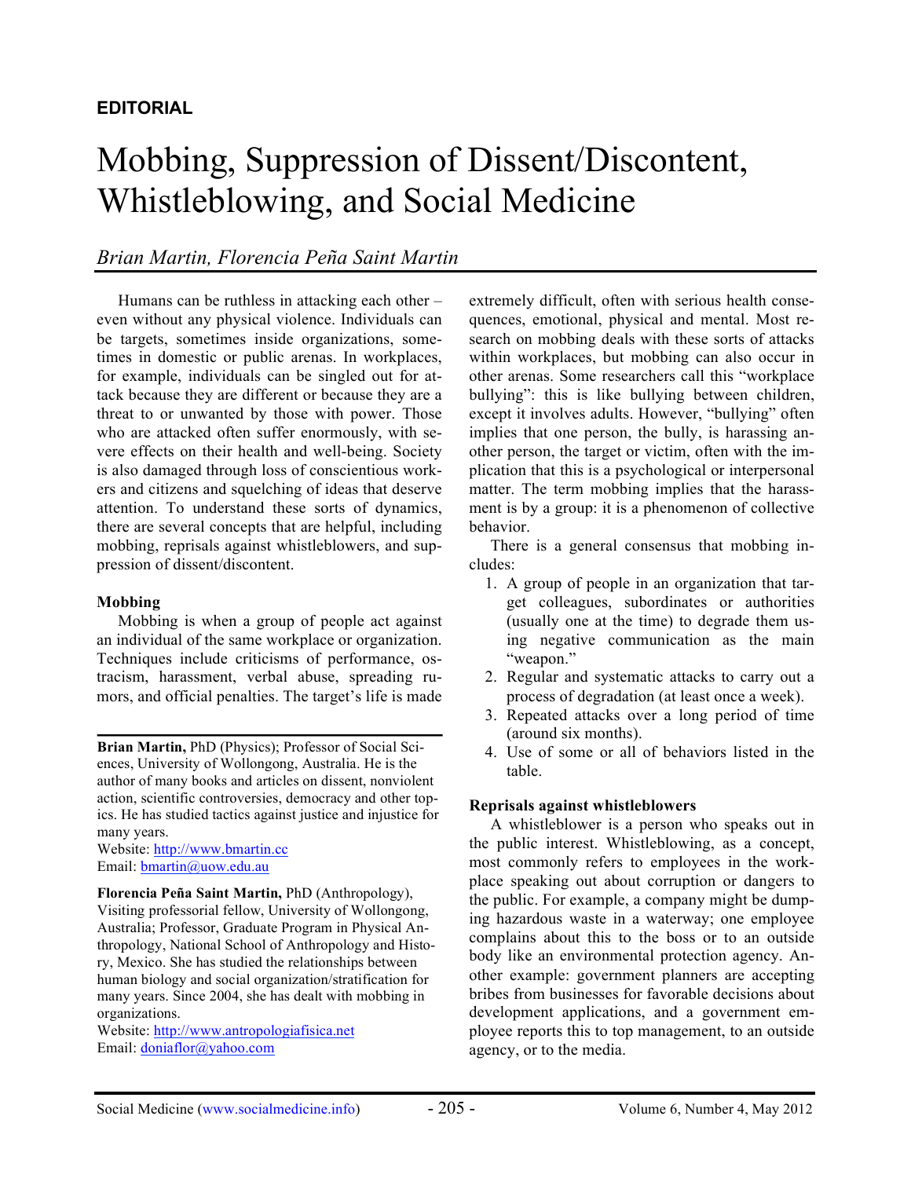**EDITORIAL**

# Mobbing, Suppression of Dissent/Discontent, Whistleblowing, and Social Medicine

*Brian Martin, Florencia Peña Saint Martin*

Humans can be ruthless in attacking each other – even without any physical violence. Individuals can be targets, sometimes inside organizations, sometimes in domestic or public arenas. In workplaces, for example, individuals can be singled out for attack because they are different or because they are a threat to or unwanted by those with power. Those who are attacked often suffer enormously, with severe effects on their health and well-being. Society is also damaged through loss of conscientious workers and citizens and squelching of ideas that deserve attention. To understand these sorts of dynamics, there are several concepts that are helpful, including mobbing, reprisals against whistleblowers, and suppression of dissent/discontent.

### Mobbing

Mobbing is when a group of people act against an individual of the same workplace or organization. Techniques include criticisms of performance, ostracism, harassment, verbal abuse, spreading rumors, and official penalties. The target's life is made extremely difficult, often with serious health consequences, emotional, physical and mental. Most research on mobbing deals with these sorts of attacks within workplaces, but mobbing can also occur in other arenas. Some researchers call this "workplace bullying": this is like bullying between children, except it involves adults. However, "bullying" often implies that one person, the bully, is harassing another person, the target or victim, often with the implication that this is a psychological or interpersonal matter. The term mobbing implies that the harassment is by a group: it is a phenomenon of collective behavior.

There is a general consensus that mobbing includes:

1. A group of people in an organization that target colleagues, subordinates or authorities (usually one at the time) to degrade them using negative communication as the main "weapon."
2. Regular and systematic attacks to carry out a process of degradation (at least once a week).
3. Repeated attacks over a long period of time (around six months).
4. Use of some or all of behaviors listed in the table.

### Reprisals against whistleblowers

A whistleblower is a person who speaks out in the public interest. Whistleblowing, as a concept, most commonly refers to employees in the workplace speaking out about corruption or dangers to the public. For example, a company might be dumping hazardous waste in a waterway; one employee complains about this to the boss or to an outside body like an environmental protection agency. Another example: government planners are accepting bribes from businesses for favorable decisions about development applications, and a government employee reports this to top management, to an outside agency, or to the media.

---

**Brian Martin,** PhD (Physics); Professor of Social Sciences, University of Wollongong, Australia. He is the author of many books and articles on dissent, nonviolent action, scientific controversies, democracy and other topics. He has studied tactics against justice and injustice for many years.
Website: http://www.bmartin.cc
Email: bmartin@uow.edu.au

**Florencia Peña Saint Martin,** PhD (Anthropology), Visiting professorial fellow, University of Wollongong, Australia; Professor, Graduate Program in Physical Anthropology, National School of Anthropology and History, Mexico. She has studied the relationships between human biology and social organization/stratification for many years. Since 2004, she has dealt with mobbing in organizations.
Website: http://www.antropologiafisica.net
Email: doniaflor@yahoo.com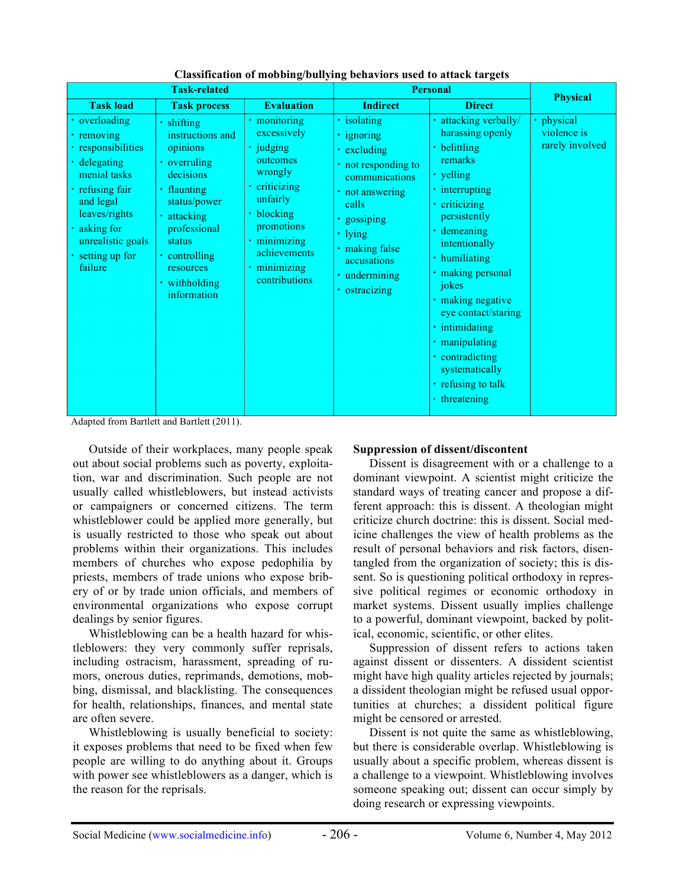**Classification of mobbing/bullying behaviors used to attack targets**

| Task-related | | | Personal | | Physical |
|---|---|---|---|---|---|
| Task load | Task process | Evaluation | Indirect | Direct | |
| · overloading<br>· removing<br>· responsibilities<br>· delegating menial tasks<br>· refusing fair and legal leaves/rights<br>· asking for unrealistic goals<br>· setting up for failure | · shifting instructions and opinions<br>· overruling decisions<br>· flaunting status/power<br>· attacking professional status<br>· controlling resources<br>· withholding information | · monitoring excessively<br>· judging outcomes wrongly<br>· criticizing unfairly<br>· blocking promotions<br>· minimizing achievements<br>· minimizing contributions | · isolating<br>· ignoring<br>· excluding<br>· not responding to communications<br>· not answering calls<br>· gossiping<br>· lying<br>· making false accusations<br>· undermining<br>· ostracizing | · attacking verbally/ harassing openly<br>· belittling remarks<br>· yelling<br>· interrupting<br>· criticizing persistently<br>· demeaning intentionally<br>· humiliating<br>· making personal jokes<br>· making negative eye contact/staring<br>· intimidating<br>· manipulating<br>· contradicting systematically<br>· refusing to talk<br>· threatening | · physical violence is rarely involved |

Adapted from Bartlett and Bartlett (2011).

Outside of their workplaces, many people speak out about social problems such as poverty, exploitation, war and discrimination. Such people are not usually called whistleblowers, but instead activists or campaigners or concerned citizens. The term whistleblower could be applied more generally, but is usually restricted to those who speak out about problems within their organizations. This includes members of churches who expose pedophilia by priests, members of trade unions who expose bribery of or by trade union officials, and members of environmental organizations who expose corrupt dealings by senior figures.

Whistleblowing can be a health hazard for whistleblowers: they very commonly suffer reprisals, including ostracism, harassment, spreading of rumors, onerous duties, reprimands, demotions, mobbing, dismissal, and blacklisting. The consequences for health, relationships, finances, and mental state are often severe.

Whistleblowing is usually beneficial to society: it exposes problems that need to be fixed when few people are willing to do anything about it. Groups with power see whistleblowers as a danger, which is the reason for the reprisals.

**Suppression of dissent/discontent**

Dissent is disagreement with or a challenge to a dominant viewpoint. A scientist might criticize the standard ways of treating cancer and propose a different approach: this is dissent. A theologian might criticize church doctrine: this is dissent. Social medicine challenges the view of health problems as the result of personal behaviors and risk factors, disentangled from the organization of society; this is dissent. So is questioning political orthodoxy in repressive political regimes or economic orthodoxy in market systems. Dissent usually implies challenge to a powerful, dominant viewpoint, backed by political, economic, scientific, or other elites.

Suppression of dissent refers to actions taken against dissent or dissenters. A dissident scientist might have high quality articles rejected by journals; a dissident theologian might be refused usual opportunities at churches; a dissident political figure might be censored or arrested.

Dissent is not quite the same as whistleblowing, but there is considerable overlap. Whistleblowing is usually about a specific problem, whereas dissent is a challenge to a viewpoint. Whistleblowing involves someone speaking out; dissent can occur simply by doing research or expressing viewpoints.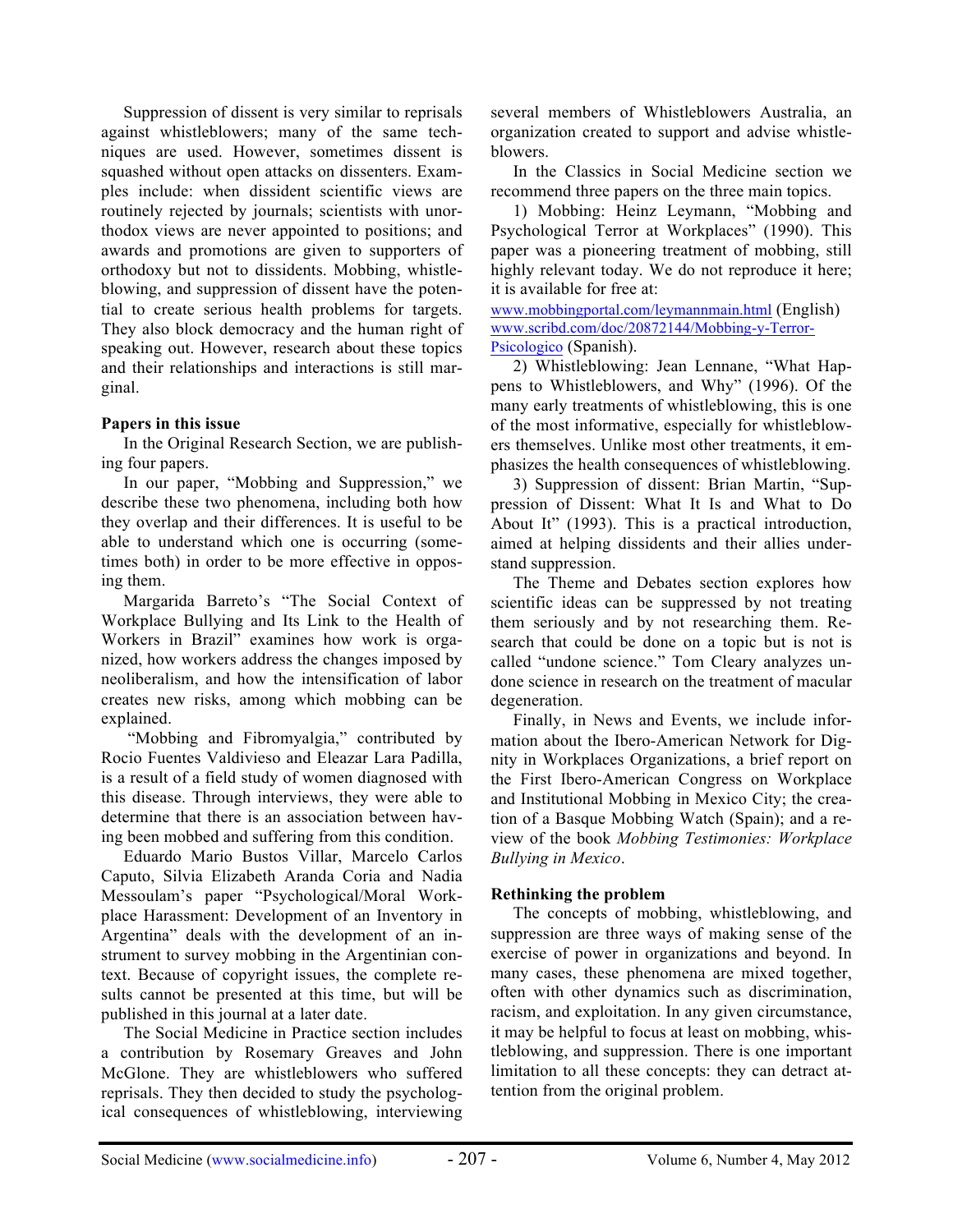Suppression of dissent is very similar to reprisals against whistleblowers; many of the same techniques are used. However, sometimes dissent is squashed without open attacks on dissenters. Examples include: when dissident scientific views are routinely rejected by journals; scientists with unorthodox views are never appointed to positions; and awards and promotions are given to supporters of orthodoxy but not to dissidents. Mobbing, whistleblowing, and suppression of dissent have the potential to create serious health problems for targets. They also block democracy and the human right of speaking out. However, research about these topics and their relationships and interactions is still marginal.

## Papers in this issue

In the Original Research Section, we are publishing four papers.

In our paper, "Mobbing and Suppression," we describe these two phenomena, including both how they overlap and their differences. It is useful to be able to understand which one is occurring (sometimes both) in order to be more effective in opposing them.

Margarida Barreto's "The Social Context of Workplace Bullying and Its Link to the Health of Workers in Brazil" examines how work is organized, how workers address the changes imposed by neoliberalism, and how the intensification of labor creates new risks, among which mobbing can be explained.

"Mobbing and Fibromyalgia," contributed by Rocio Fuentes Valdivieso and Eleazar Lara Padilla, is a result of a field study of women diagnosed with this disease. Through interviews, they were able to determine that there is an association between having been mobbed and suffering from this condition.

Eduardo Mario Bustos Villar, Marcelo Carlos Caputo, Silvia Elizabeth Aranda Coria and Nadia Messoulam's paper "Psychological/Moral Workplace Harassment: Development of an Inventory in Argentina" deals with the development of an instrument to survey mobbing in the Argentinian context. Because of copyright issues, the complete results cannot be presented at this time, but will be published in this journal at a later date.

The Social Medicine in Practice section includes a contribution by Rosemary Greaves and John McGlone. They are whistleblowers who suffered reprisals. They then decided to study the psychological consequences of whistleblowing, interviewing several members of Whistleblowers Australia, an organization created to support and advise whistleblowers.

In the Classics in Social Medicine section we recommend three papers on the three main topics.

1) Mobbing: Heinz Leymann, "Mobbing and Psychological Terror at Workplaces" (1990). This paper was a pioneering treatment of mobbing, still highly relevant today. We do not reproduce it here; it is available for free at:
www.mobbingportal.com/leymannmain.html (English)
www.scribd.com/doc/20872144/Mobbing-y-Terror-Psicologico (Spanish).

2) Whistleblowing: Jean Lennane, "What Happens to Whistleblowers, and Why" (1996). Of the many early treatments of whistleblowing, this is one of the most informative, especially for whistleblowers themselves. Unlike most other treatments, it emphasizes the health consequences of whistleblowing.

3) Suppression of dissent: Brian Martin, "Suppression of Dissent: What It Is and What to Do About It" (1993). This is a practical introduction, aimed at helping dissidents and their allies understand suppression.

The Theme and Debates section explores how scientific ideas can be suppressed by not treating them seriously and by not researching them. Research that could be done on a topic but is not is called "undone science." Tom Cleary analyzes undone science in research on the treatment of macular degeneration.

Finally, in News and Events, we include information about the Ibero-American Network for Dignity in Workplaces Organizations, a brief report on the First Ibero-American Congress on Workplace and Institutional Mobbing in Mexico City; the creation of a Basque Mobbing Watch (Spain); and a review of the book *Mobbing Testimonies: Workplace Bullying in Mexico*.

## Rethinking the problem

The concepts of mobbing, whistleblowing, and suppression are three ways of making sense of the exercise of power in organizations and beyond. In many cases, these phenomena are mixed together, often with other dynamics such as discrimination, racism, and exploitation. In any given circumstance, it may be helpful to focus at least on mobbing, whistleblowing, and suppression. There is one important limitation to all these concepts: they can detract attention from the original problem.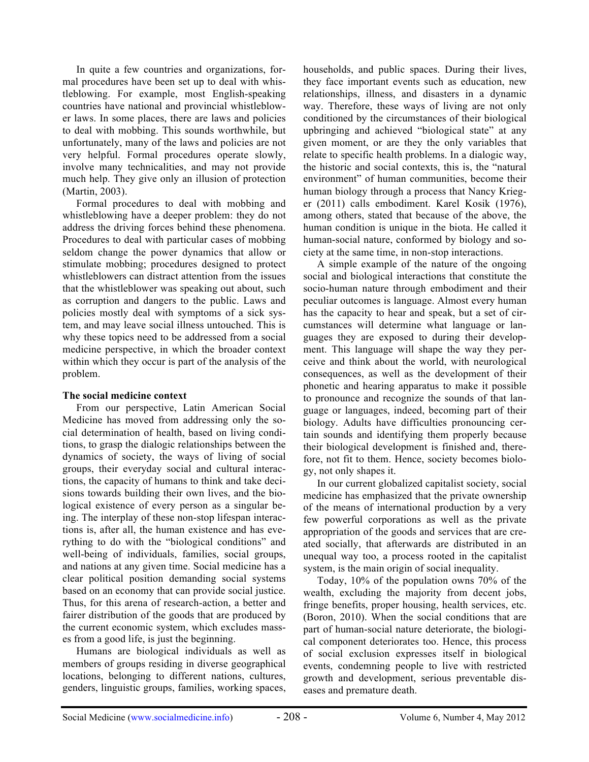In quite a few countries and organizations, formal procedures have been set up to deal with whistleblowing. For example, most English-speaking countries have national and provincial whistleblower laws. In some places, there are laws and policies to deal with mobbing. This sounds worthwhile, but unfortunately, many of the laws and policies are not very helpful. Formal procedures operate slowly, involve many technicalities, and may not provide much help. They give only an illusion of protection (Martin, 2003).

Formal procedures to deal with mobbing and whistleblowing have a deeper problem: they do not address the driving forces behind these phenomena. Procedures to deal with particular cases of mobbing seldom change the power dynamics that allow or stimulate mobbing; procedures designed to protect whistleblowers can distract attention from the issues that the whistleblower was speaking out about, such as corruption and dangers to the public. Laws and policies mostly deal with symptoms of a sick system, and may leave social illness untouched. This is why these topics need to be addressed from a social medicine perspective, in which the broader context within which they occur is part of the analysis of the problem.

**The social medicine context**

From our perspective, Latin American Social Medicine has moved from addressing only the social determination of health, based on living conditions, to grasp the dialogic relationships between the dynamics of society, the ways of living of social groups, their everyday social and cultural interactions, the capacity of humans to think and take decisions towards building their own lives, and the biological existence of every person as a singular being. The interplay of these non-stop lifespan interactions is, after all, the human existence and has everything to do with the "biological conditions" and well-being of individuals, families, social groups, and nations at any given time. Social medicine has a clear political position demanding social systems based on an economy that can provide social justice. Thus, for this arena of research-action, a better and fairer distribution of the goods that are produced by the current economic system, which excludes masses from a good life, is just the beginning.

Humans are biological individuals as well as members of groups residing in diverse geographical locations, belonging to different nations, cultures, genders, linguistic groups, families, working spaces, households, and public spaces. During their lives, they face important events such as education, new relationships, illness, and disasters in a dynamic way. Therefore, these ways of living are not only conditioned by the circumstances of their biological upbringing and achieved "biological state" at any given moment, or are they the only variables that relate to specific health problems. In a dialogic way, the historic and social contexts, this is, the "natural environment" of human communities, become their human biology through a process that Nancy Krieger (2011) calls embodiment. Karel Kosik (1976), among others, stated that because of the above, the human condition is unique in the biota. He called it human-social nature, conformed by biology and society at the same time, in non-stop interactions.

A simple example of the nature of the ongoing social and biological interactions that constitute the socio-human nature through embodiment and their peculiar outcomes is language. Almost every human has the capacity to hear and speak, but a set of circumstances will determine what language or languages they are exposed to during their development. This language will shape the way they perceive and think about the world, with neurological consequences, as well as the development of their phonetic and hearing apparatus to make it possible to pronounce and recognize the sounds of that language or languages, indeed, becoming part of their biology. Adults have difficulties pronouncing certain sounds and identifying them properly because their biological development is finished and, therefore, not fit to them. Hence, society becomes biology, not only shapes it.

In our current globalized capitalist society, social medicine has emphasized that the private ownership of the means of international production by a very few powerful corporations as well as the private appropriation of the goods and services that are created socially, that afterwards are distributed in an unequal way too, a process rooted in the capitalist system, is the main origin of social inequality.

Today, 10% of the population owns 70% of the wealth, excluding the majority from decent jobs, fringe benefits, proper housing, health services, etc. (Boron, 2010). When the social conditions that are part of human-social nature deteriorate, the biological component deteriorates too. Hence, this process of social exclusion expresses itself in biological events, condemning people to live with restricted growth and development, serious preventable diseases and premature death.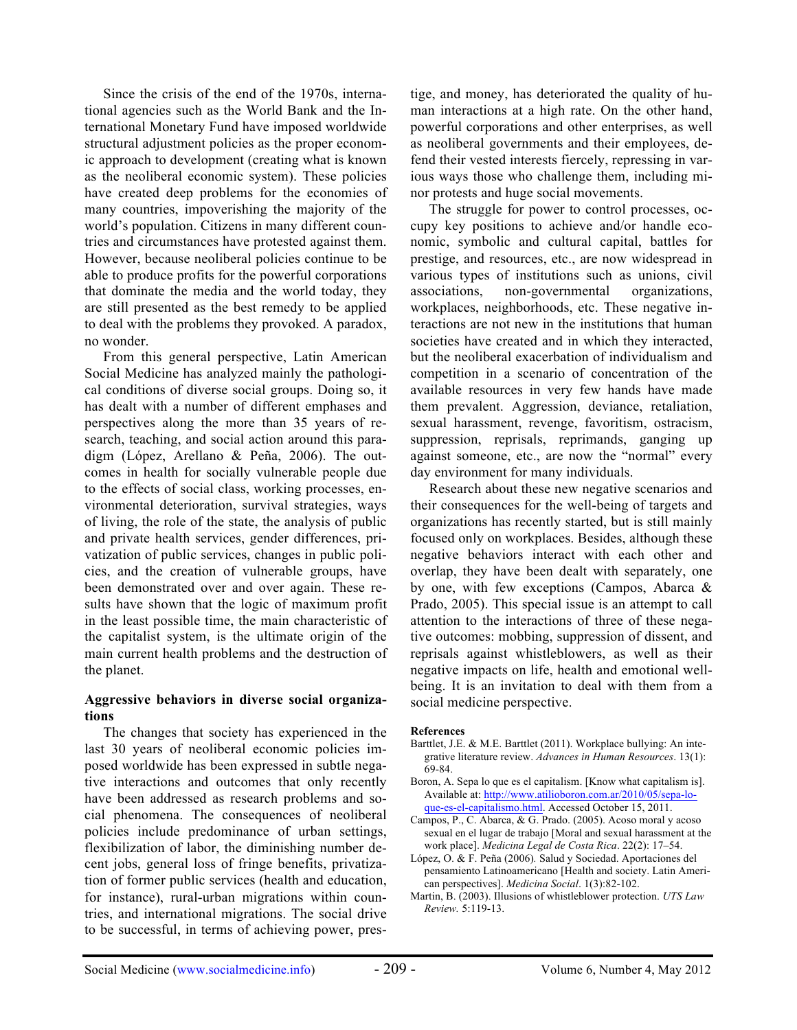Since the crisis of the end of the 1970s, international agencies such as the World Bank and the International Monetary Fund have imposed worldwide structural adjustment policies as the proper economic approach to development (creating what is known as the neoliberal economic system). These policies have created deep problems for the economies of many countries, impoverishing the majority of the world's population. Citizens in many different countries and circumstances have protested against them. However, because neoliberal policies continue to be able to produce profits for the powerful corporations that dominate the media and the world today, they are still presented as the best remedy to be applied to deal with the problems they provoked. A paradox, no wonder.

From this general perspective, Latin American Social Medicine has analyzed mainly the pathological conditions of diverse social groups. Doing so, it has dealt with a number of different emphases and perspectives along the more than 35 years of research, teaching, and social action around this paradigm (López, Arellano & Peña, 2006). The outcomes in health for socially vulnerable people due to the effects of social class, working processes, environmental deterioration, survival strategies, ways of living, the role of the state, the analysis of public and private health services, gender differences, privatization of public services, changes in public policies, and the creation of vulnerable groups, have been demonstrated over and over again. These results have shown that the logic of maximum profit in the least possible time, the main characteristic of the capitalist system, is the ultimate origin of the main current health problems and the destruction of the planet.

## Aggressive behaviors in diverse social organizations

The changes that society has experienced in the last 30 years of neoliberal economic policies imposed worldwide has been expressed in subtle negative interactions and outcomes that only recently have been addressed as research problems and social phenomena. The consequences of neoliberal policies include predominance of urban settings, flexibilization of labor, the diminishing number decent jobs, general loss of fringe benefits, privatization of former public services (health and education, for instance), rural-urban migrations within countries, and international migrations. The social drive to be successful, in terms of achieving power, prestige, and money, has deteriorated the quality of human interactions at a high rate. On the other hand, powerful corporations and other enterprises, as well as neoliberal governments and their employees, defend their vested interests fiercely, repressing in various ways those who challenge them, including minor protests and huge social movements.

The struggle for power to control processes, occupy key positions to achieve and/or handle economic, symbolic and cultural capital, battles for prestige, and resources, etc., are now widespread in various types of institutions such as unions, civil associations, non-governmental organizations, workplaces, neighborhoods, etc. These negative interactions are not new in the institutions that human societies have created and in which they interacted, but the neoliberal exacerbation of individualism and competition in a scenario of concentration of the available resources in very few hands have made them prevalent. Aggression, deviance, retaliation, sexual harassment, revenge, favoritism, ostracism, suppression, reprisals, reprimands, ganging up against someone, etc., are now the "normal" every day environment for many individuals.

Research about these new negative scenarios and their consequences for the well-being of targets and organizations has recently started, but is still mainly focused only on workplaces. Besides, although these negative behaviors interact with each other and overlap, they have been dealt with separately, one by one, with few exceptions (Campos, Abarca & Prado, 2005). This special issue is an attempt to call attention to the interactions of three of these negative outcomes: mobbing, suppression of dissent, and reprisals against whistleblowers, as well as their negative impacts on life, health and emotional well-being. It is an invitation to deal with them from a social medicine perspective.

### References

Barttlet, J.E. & M.E. Barttlet (2011). Workplace bullying: An integrative literature review. *Advances in Human Resources*. 13(1): 69-84.

Boron, A. Sepa lo que es el capitalism. [Know what capitalism is]. Available at: http://www.atilioboron.com.ar/2010/05/sepa-lo-que-es-el-capitalismo.html. Accessed October 15, 2011.

Campos, P., C. Abarca, & G. Prado. (2005). Acoso moral y acoso sexual en el lugar de trabajo [Moral and sexual harassment at the work place]. *Medicina Legal de Costa Rica*. 22(2): 17–54.

López, O. & F. Peña (2006). Salud y Sociedad. Aportaciones del pensamiento Latinoamericano [Health and society. Latin American perspectives]. *Medicina Social*. 1(3):82-102.

Martin, B. (2003). Illusions of whistleblower protection. *UTS Law Review.* 5:119-13.